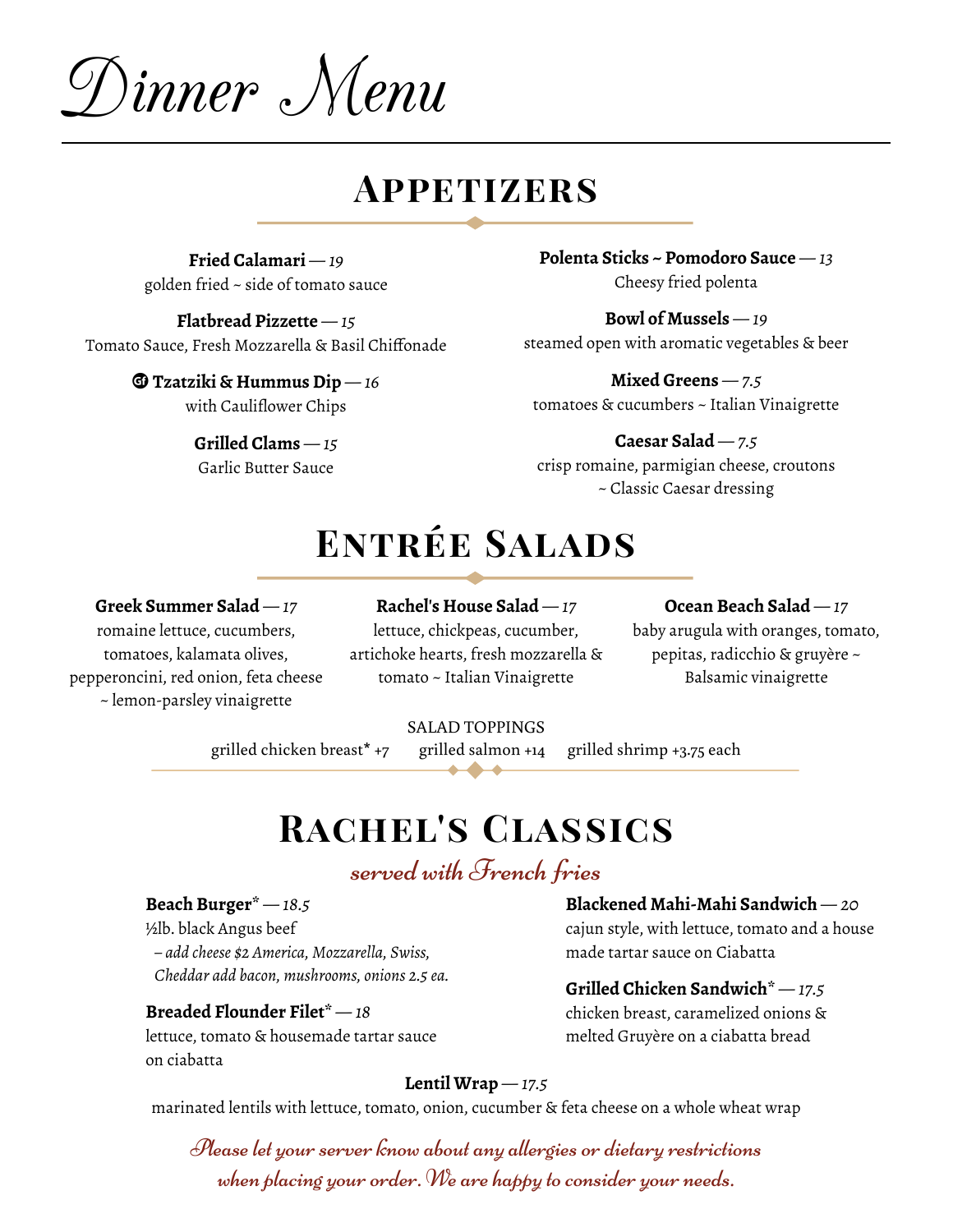# Dinner Menu

## Appetizers

**Fried Calamari** — *19*
golden fried ~ side of tomato sauce

**Flatbread Pizzette** — *15*
Tomato Sauce, Fresh Mozzarella & Basil Chiffonade

GF **Tzatziki & Hummus Dip** — *16*
with Cauliflower Chips

**Grilled Clams** — *15*
Garlic Butter Sauce

**Polenta Sticks ~ Pomodoro Sauce** — *13*
Cheesy fried polenta

**Bowl of Mussels** — *19*
steamed open with aromatic vegetables & beer

**Mixed Greens** — *7.5*
tomatoes & cucumbers ~ Italian Vinaigrette

**Caesar Salad** — *7.5*
crisp romaine, parmigian cheese, croutons ~ Classic Caesar dressing

## Entrée Salads

**Greek Summer Salad** — *17*
romaine lettuce, cucumbers, tomatoes, kalamata olives, pepperoncini, red onion, feta cheese ~ lemon-parsley vinaigrette

**Rachel's House Salad** — *17*
lettuce, chickpeas, cucumber, artichoke hearts, fresh mozzarella & tomato ~ Italian Vinaigrette

**Ocean Beach Salad** — *17*
baby arugula with oranges, tomato, pepitas, radicchio & gruyère ~ Balsamic vinaigrette

SALAD TOPPINGS
grilled chicken breast* +7 grilled salmon +14 grilled shrimp +3.75 each

## Rachel's Classics

*served with French fries*

**Beach Burger*** — *18.5*
½lb. black Angus beef
*– add cheese $2 America, Mozzarella, Swiss, Cheddar add bacon, mushrooms, onions 2.5 ea.*

**Breaded Flounder Filet*** — *18*
lettuce, tomato & housemade tartar sauce on ciabatta

**Blackened Mahi-Mahi Sandwich** — *20*
cajun style, with lettuce, tomato and a house made tartar sauce on Ciabatta

**Grilled Chicken Sandwich*** — *17.5*
chicken breast, caramelized onions & melted Gruyère on a ciabatta bread

**Lentil Wrap** — *17.5*
marinated lentils with lettuce, tomato, onion, cucumber & feta cheese on a whole wheat wrap

*Please let your server know about any allergies or dietary restrictions when placing your order. We are happy to consider your needs.*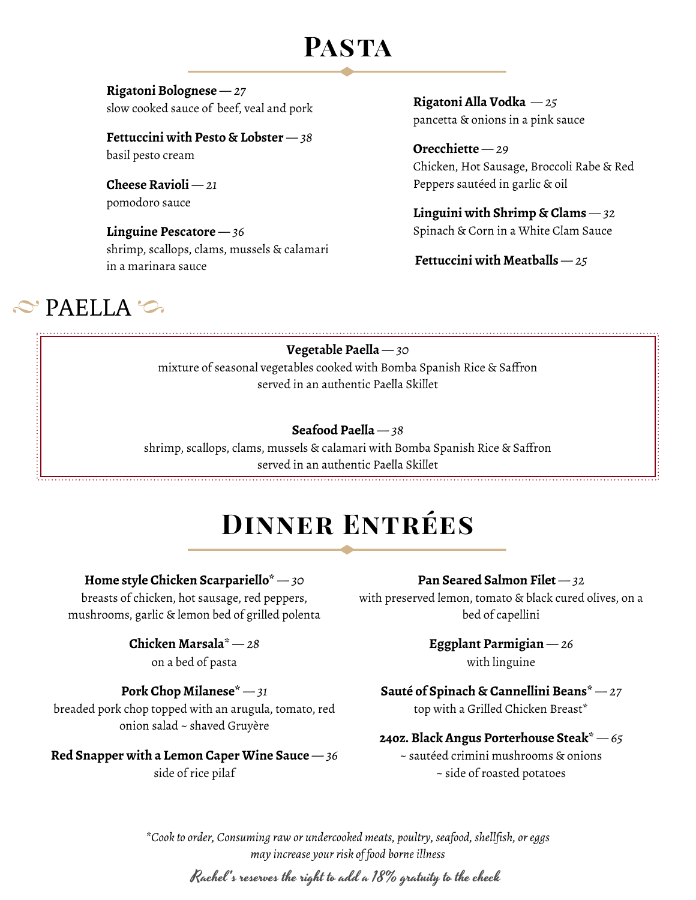# Pasta

**Rigatoni Bolognese** — *27*
slow cooked sauce of beef, veal and pork

**Fettuccini with Pesto & Lobster** — *38*
basil pesto cream

**Cheese Ravioli** — *21*
pomodoro sauce

**Linguine Pescatore** — *36*
shrimp, scallops, clams, mussels & calamari in a marinara sauce

**Rigatoni Alla Vodka** — *25*
pancetta & onions in a pink sauce

**Orecchiette** — *29*
Chicken, Hot Sausage, Broccoli Rabe & Red Peppers sautéed in garlic & oil

**Linguini with Shrimp & Clams** — *32*
Spinach & Corn in a White Clam Sauce

**Fettuccini with Meatballs** — *25*

## PAELLA

**Vegetable Paella** — *30*
mixture of seasonal vegetables cooked with Bomba Spanish Rice & Saffron served in an authentic Paella Skillet

**Seafood Paella** — *38*
shrimp, scallops, clams, mussels & calamari with Bomba Spanish Rice & Saffron served in an authentic Paella Skillet

# Dinner Entrées

**Home style Chicken Scarpariello*** — *30*
breasts of chicken, hot sausage, red peppers, mushrooms, garlic & lemon bed of grilled polenta

**Chicken Marsala*** — *28*
on a bed of pasta

**Pork Chop Milanese*** — *31*
breaded pork chop topped with an arugula, tomato, red onion salad ~ shaved Gruyère

**Red Snapper with a Lemon Caper Wine Sauce** — *36*
side of rice pilaf

**Pan Seared Salmon Filet** — *32*
with preserved lemon, tomato & black cured olives, on a bed of capellini

**Eggplant Parmigian** — *26*
with linguine

**Sauté of Spinach & Cannellini Beans*** — *27*
top with a Grilled Chicken Breast*

**24oz. Black Angus Porterhouse Steak*** — *65*
~ sautéed crimini mushrooms & onions
~ side of roasted potatoes

*\*Cook to order, Consuming raw or undercooked meats, poultry, seafood, shellfish, or eggs may increase your risk of food borne illness*

*Rachel's reserves the right to add a 18% gratuity to the check*